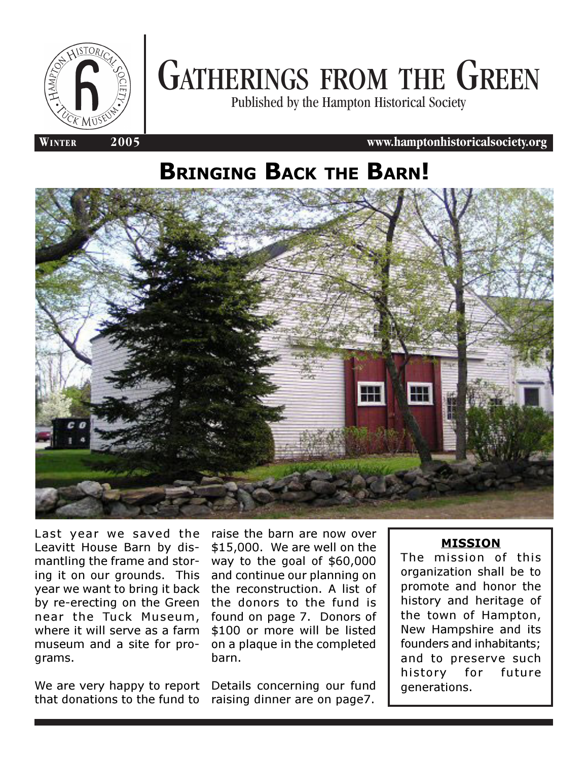# Gatherings from the Green

Published by the Hampton Historical Society

**Winter 2005** www.hamptonhistoricalsociety.org

## Bringing Back the Barn!

Last year we saved the Leavitt House Barn by dismantling the frame and storing it on our grounds. This year we want to bring it back by re-erecting on the Green near the Tuck Museum, where it will serve as a farm museum and a site for programs.

We are very happy to report that donations to the fund to raise the barn are now over $15,000. We are well on the way to the goal of $60,000 and continue our planning on the reconstruction. A list of the donors to the fund is found on page 7. Donors of $100 or more will be listed on a plaque in the completed barn.

Details concerning our fund raising dinner are on page7.

**MISSION**

The mission of this organization shall be to promote and honor the history and heritage of the town of Hampton, New Hampshire and its founders and inhabitants; and to preserve such history for future generations.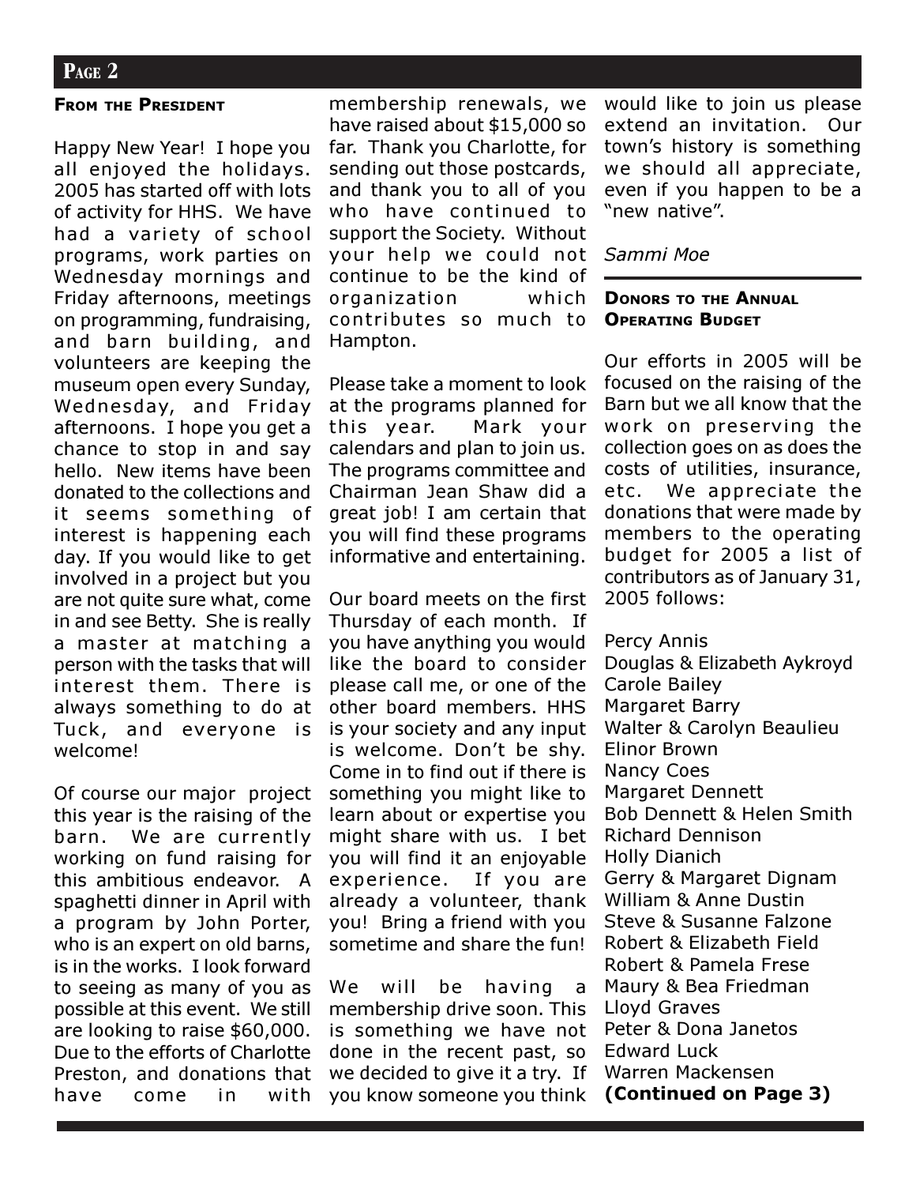## From the President

Happy New Year! I hope you all enjoyed the holidays. 2005 has started off with lots of activity for HHS. We have had a variety of school programs, work parties on Wednesday mornings and Friday afternoons, meetings on programming, fundraising, and barn building, and volunteers are keeping the museum open every Sunday, Wednesday, and Friday afternoons. I hope you get a chance to stop in and say hello. New items have been donated to the collections and it seems something of interest is happening each day. If you would like to get involved in a project but you are not quite sure what, come in and see Betty. She is really a master at matching a person with the tasks that will interest them. There is always something to do at Tuck, and everyone is welcome!

Of course our major project this year is the raising of the barn. We are currently working on fund raising for this ambitious endeavor. A spaghetti dinner in April with a program by John Porter, who is an expert on old barns, is in the works. I look forward to seeing as many of you as possible at this event. We still are looking to raise $60,000. Due to the efforts of Charlotte Preston, and donations that have come in with membership renewals, we have raised about $15,000 so far. Thank you Charlotte, for sending out those postcards, and thank you to all of you who have continued to support the Society. Without your help we could not continue to be the kind of organization which contributes so much to Hampton.

Please take a moment to look at the programs planned for this year. Mark your calendars and plan to join us. The programs committee and Chairman Jean Shaw did a great job! I am certain that you will find these programs informative and entertaining.

Our board meets on the first Thursday of each month. If you have anything you would like the board to consider please call me, or one of the other board members. HHS is your society and any input is welcome. Don't be shy. Come in to find out if there is something you might like to learn about or expertise you might share with us. I bet you will find it an enjoyable experience. If you are already a volunteer, thank you! Bring a friend with you sometime and share the fun!

We will be having a membership drive soon. This is something we have not done in the recent past, so we decided to give it a try. If you know someone you think would like to join us please extend an invitation. Our town's history is something we should all appreciate, even if you happen to be a "new native".

*Sammi Moe*

## Donors to the Annual Operating Budget

Our efforts in 2005 will be focused on the raising of the Barn but we all know that the work on preserving the collection goes on as does the costs of utilities, insurance, etc. We appreciate the donations that were made by members to the operating budget for 2005 a list of contributors as of January 31, 2005 follows:

Percy Annis
Douglas & Elizabeth Aykroyd
Carole Bailey
Margaret Barry
Walter & Carolyn Beaulieu
Elinor Brown
Nancy Coes
Margaret Dennett
Bob Dennett & Helen Smith
Richard Dennison
Holly Dianich
Gerry & Margaret Dignam
William & Anne Dustin
Steve & Susanne Falzone
Robert & Elizabeth Field
Robert & Pamela Frese
Maury & Bea Friedman
Lloyd Graves
Peter & Dona Janetos
Edward Luck
Warren Mackensen

**(Continued on Page 3)**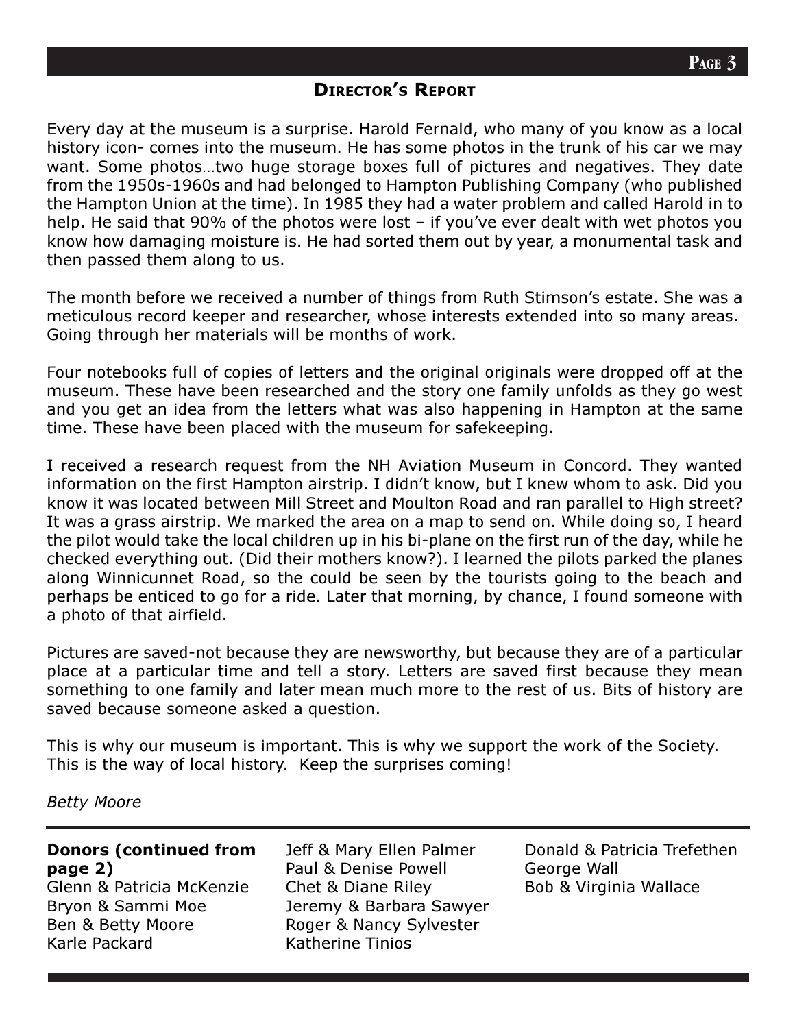## Director's Report

Every day at the museum is a surprise. Harold Fernald, who many of you know as a local history icon- comes into the museum. He has some photos in the trunk of his car we may want. Some photos…two huge storage boxes full of pictures and negatives. They date from the 1950s-1960s and had belonged to Hampton Publishing Company (who published the Hampton Union at the time). In 1985 they had a water problem and called Harold in to help. He said that 90% of the photos were lost – if you've ever dealt with wet photos you know how damaging moisture is. He had sorted them out by year, a monumental task and then passed them along to us.

The month before we received a number of things from Ruth Stimson's estate. She was a meticulous record keeper and researcher, whose interests extended into so many areas. Going through her materials will be months of work.

Four notebooks full of copies of letters and the original originals were dropped off at the museum. These have been researched and the story one family unfolds as they go west and you get an idea from the letters what was also happening in Hampton at the same time. These have been placed with the museum for safekeeping.

I received a research request from the NH Aviation Museum in Concord. They wanted information on the first Hampton airstrip. I didn't know, but I knew whom to ask. Did you know it was located between Mill Street and Moulton Road and ran parallel to High street? It was a grass airstrip. We marked the area on a map to send on. While doing so, I heard the pilot would take the local children up in his bi-plane on the first run of the day, while he checked everything out. (Did their mothers know?). I learned the pilots parked the planes along Winnicunnet Road, so the could be seen by the tourists going to the beach and perhaps be enticed to go for a ride. Later that morning, by chance, I found someone with a photo of that airfield.

Pictures are saved-not because they are newsworthy, but because they are of a particular place at a particular time and tell a story. Letters are saved first because they mean something to one family and later mean much more to the rest of us. Bits of history are saved because someone asked a question.

This is why our museum is important. This is why we support the work of the Society. This is the way of local history. Keep the surprises coming!

*Betty Moore*

**Donors (continued from page 2)**

Glenn & Patricia McKenzie
Bryon & Sammi Moe
Ben & Betty Moore
Karle Packard
Jeff & Mary Ellen Palmer
Paul & Denise Powell
Chet & Diane Riley
Jeremy & Barbara Sawyer
Roger & Nancy Sylvester
Katherine Tinios
Donald & Patricia Trefethen
George Wall
Bob & Virginia Wallace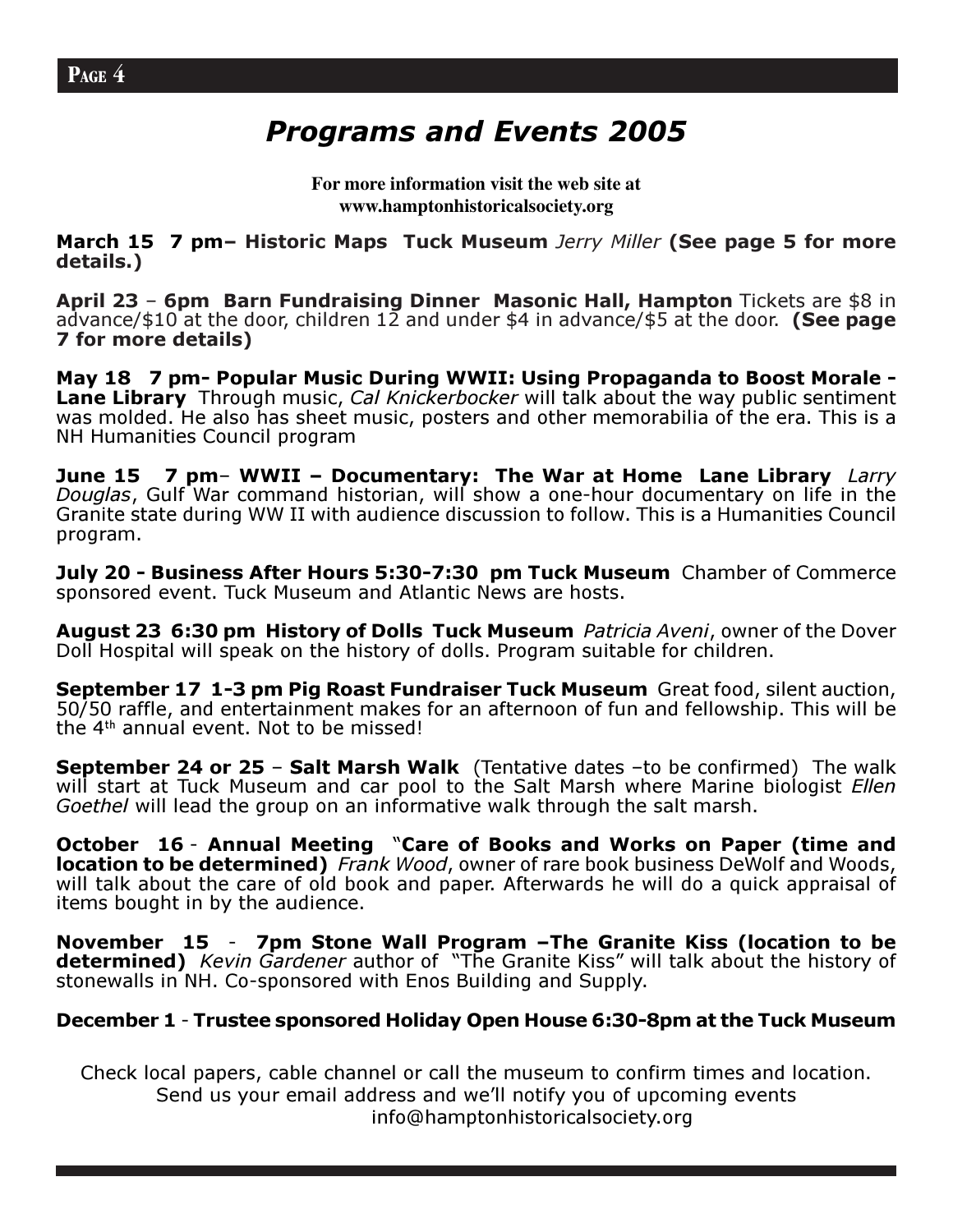# *Programs and Events 2005*

**For more information visit the web site at www.hamptonhistoricalsociety.org**

**March 15 7 pm– Historic Maps Tuck Museum** *Jerry Miller* **(See page 5 for more details.)**

**April 23** – **6pm Barn Fundraising Dinner Masonic Hall, Hampton** Tickets are $8 in advance/$10 at the door, children 12 and under $4 in advance/$5 at the door. **(See page 7 for more details)**

**May 18 7 pm- Popular Music During WWII: Using Propaganda to Boost Morale - Lane Library** Through music, *Cal Knickerbocker* will talk about the way public sentiment was molded. He also has sheet music, posters and other memorabilia of the era. This is a NH Humanities Council program

**June 15 7 pm**– **WWII – Documentary: The War at Home Lane Library** *Larry Douglas*, Gulf War command historian, will show a one-hour documentary on life in the Granite state during WW II with audience discussion to follow. This is a Humanities Council program.

**July 20 - Business After Hours 5:30-7:30 pm Tuck Museum** Chamber of Commerce sponsored event. Tuck Museum and Atlantic News are hosts.

**August 23 6:30 pm History of Dolls Tuck Museum** *Patricia Aveni*, owner of the Dover Doll Hospital will speak on the history of dolls. Program suitable for children.

**September 17 1-3 pm Pig Roast Fundraiser Tuck Museum** Great food, silent auction, 50/50 raffle, and entertainment makes for an afternoon of fun and fellowship. This will be the 4th annual event. Not to be missed!

**September 24 or 25** – **Salt Marsh Walk** (Tentative dates –to be confirmed) The walk will start at Tuck Museum and car pool to the Salt Marsh where Marine biologist *Ellen Goethel* will lead the group on an informative walk through the salt marsh.

**October 16** - **Annual Meeting** "**Care of Books and Works on Paper (time and location to be determined)** *Frank Wood*, owner of rare book business DeWolf and Woods, will talk about the care of old book and paper. Afterwards he will do a quick appraisal of items bought in by the audience.

**November 15** - **7pm Stone Wall Program –The Granite Kiss (location to be determined)** *Kevin Gardener* author of "The Granite Kiss" will talk about the history of stonewalls in NH. Co-sponsored with Enos Building and Supply.

**December 1** - **Trustee sponsored Holiday Open House 6:30-8pm at the Tuck Museum**

Check local papers, cable channel or call the museum to confirm times and location.
Send us your email address and we'll notify you of upcoming events
info@hamptonhistoricalsociety.org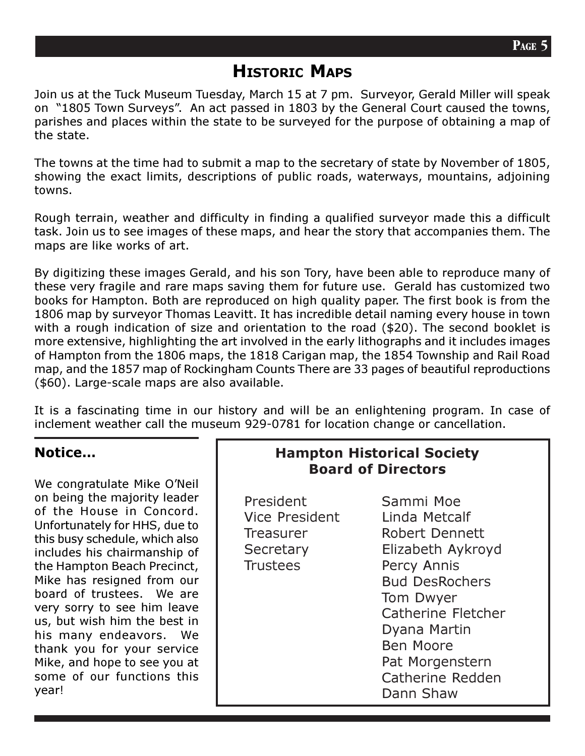## Historic Maps

Join us at the Tuck Museum Tuesday, March 15 at 7 pm. Surveyor, Gerald Miller will speak on "1805 Town Surveys". An act passed in 1803 by the General Court caused the towns, parishes and places within the state to be surveyed for the purpose of obtaining a map of the state.

The towns at the time had to submit a map to the secretary of state by November of 1805, showing the exact limits, descriptions of public roads, waterways, mountains, adjoining towns.

Rough terrain, weather and difficulty in finding a qualified surveyor made this a difficult task. Join us to see images of these maps, and hear the story that accompanies them. The maps are like works of art.

By digitizing these images Gerald, and his son Tory, have been able to reproduce many of these very fragile and rare maps saving them for future use. Gerald has customized two books for Hampton. Both are reproduced on high quality paper. The first book is from the 1806 map by surveyor Thomas Leavitt. It has incredible detail naming every house in town with a rough indication of size and orientation to the road ($20). The second booklet is more extensive, highlighting the art involved in the early lithographs and it includes images of Hampton from the 1806 maps, the 1818 Carigan map, the 1854 Township and Rail Road map, and the 1857 map of Rockingham Counts There are 33 pages of beautiful reproductions ($60). Large-scale maps are also available.

It is a fascinating time in our history and will be an enlightening program. In case of inclement weather call the museum 929-0781 for location change or cancellation.

### Notice...

We congratulate Mike O'Neil on being the majority leader of the House in Concord. Unfortunately for HHS, due to this busy schedule, which also includes his chairmanship of the Hampton Beach Precinct, Mike has resigned from our board of trustees. We are very sorry to see him leave us, but wish him the best in his many endeavors. We thank you for your service Mike, and hope to see you at some of our functions this year!

### Hampton Historical Society Board of Directors

| | |
|---|---|
| President | Sammi Moe |
| Vice President | Linda Metcalf |
| Treasurer | Robert Dennett |
| Secretary | Elizabeth Aykroyd |
| Trustees | Percy Annis |
| | Bud DesRochers |
| | Tom Dwyer |
| | Catherine Fletcher |
| | Dyana Martin |
| | Ben Moore |
| | Pat Morgenstern |
| | Catherine Redden |
| | Dann Shaw |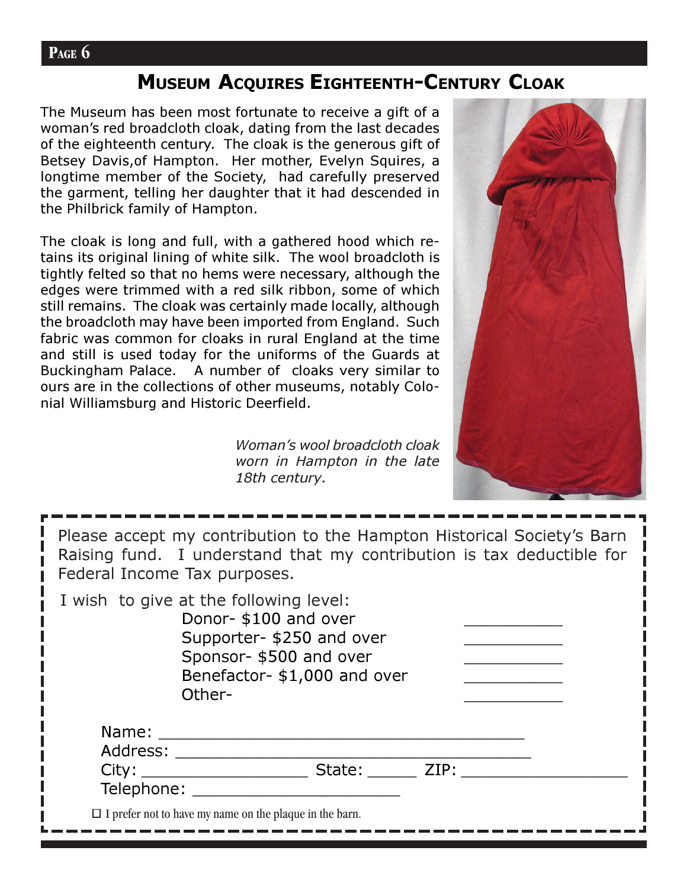## Museum Acquires Eighteenth-Century Cloak

The Museum has been most fortunate to receive a gift of a woman's red broadcloth cloak, dating from the last decades of the eighteenth century. The cloak is the generous gift of Betsey Davis,of Hampton. Her mother, Evelyn Squires, a longtime member of the Society, had carefully preserved the garment, telling her daughter that it had descended in the Philbrick family of Hampton.

The cloak is long and full, with a gathered hood which retains its original lining of white silk. The wool broadcloth is tightly felted so that no hems were necessary, although the edges were trimmed with a red silk ribbon, some of which still remains. The cloak was certainly made locally, although the broadcloth may have been imported from England. Such fabric was common for cloaks in rural England at the time and still is used today for the uniforms of the Guards at Buckingham Palace. A number of cloaks very similar to ours are in the collections of other museums, notably Colonial Williamsburg and Historic Deerfield.

*Woman's wool broadcloth cloak worn in Hampton in the late 18th century.*

---

Please accept my contribution to the Hampton Historical Society's Barn Raising fund. I understand that my contribution is tax deductible for Federal Income Tax purposes.

I wish to give at the following level:

- Donor- $100 and over __________
- Supporter- $250 and over __________
- Sponsor- $500 and over __________
- Benefactor- $1,000 and over __________
- Other- __________

Name: ____________________________________

Address: ____________________________________

City: ________________ State: _____ ZIP: ________________

Telephone: ____________________

☐ I prefer not to have my name on the plaque in the barn.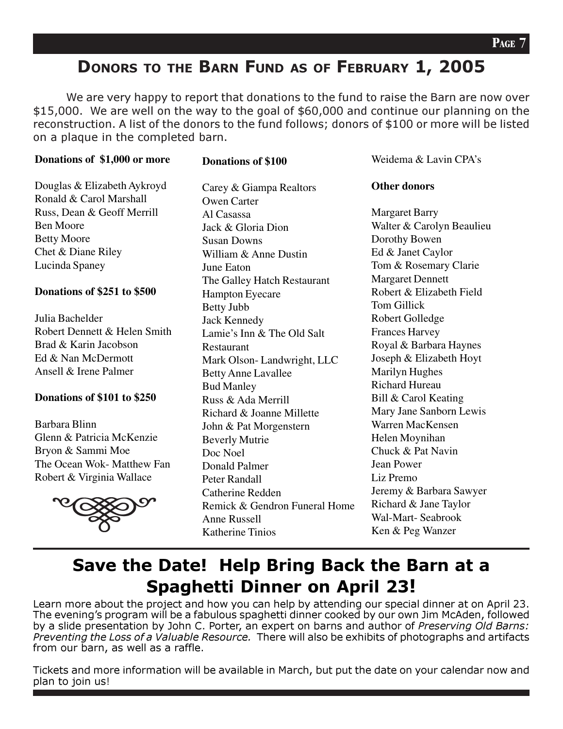# Donors to the Barn Fund as of February 1, 2005

We are very happy to report that donations to the fund to raise the Barn are now over $15,000. We are well on the way to the goal of $60,000 and continue our planning on the reconstruction. A list of the donors to the fund follows; donors of $100 or more will be listed on a plaque in the completed barn.

**Donations of $1,000 or more**

Douglas & Elizabeth Aykroyd
Ronald & Carol Marshall
Russ, Dean & Geoff Merrill
Ben Moore
Betty Moore
Chet & Diane Riley
Lucinda Spaney

**Donations of $251 to $500**

Julia Bachelder
Robert Dennett & Helen Smith
Brad & Karin Jacobson
Ed & Nan McDermott
Ansell & Irene Palmer

**Donations of $101 to $250**

Barbara Blinn
Glenn & Patricia McKenzie
Bryon & Sammi Moe
The Ocean Wok- Matthew Fan
Robert & Virginia Wallace

**Donations of $100**

Carey & Giampa Realtors
Owen Carter
Al Casassa
Jack & Gloria Dion
Susan Downs
William & Anne Dustin
June Eaton
The Galley Hatch Restaurant
Hampton Eyecare
Betty Jubb
Jack Kennedy
Lamie's Inn & The Old Salt Restaurant
Mark Olson- Landwright, LLC
Betty Anne Lavallee
Bud Manley
Russ & Ada Merrill
Richard & Joanne Millette
John & Pat Morgenstern
Beverly Mutrie
Doc Noel
Donald Palmer
Peter Randall
Catherine Redden
Remick & Gendron Funeral Home
Anne Russell
Katherine Tinios
Weidema & Lavin CPA's

**Other donors**

Margaret Barry
Walter & Carolyn Beaulieu
Dorothy Bowen
Ed & Janet Caylor
Tom & Rosemary Clarie
Margaret Dennett
Robert & Elizabeth Field
Tom Gillick
Robert Golledge
Frances Harvey
Royal & Barbara Haynes
Joseph & Elizabeth Hoyt
Marilyn Hughes
Richard Hureau
Bill & Carol Keating
Mary Jane Sanborn Lewis
Warren MacKensen
Helen Moynihan
Chuck & Pat Navin
Jean Power
Liz Premo
Jeremy & Barbara Sawyer
Richard & Jane Taylor
Wal-Mart- Seabrook
Ken & Peg Wanzer

# Save the Date! Help Bring Back the Barn at a Spaghetti Dinner on April 23!

Learn more about the project and how you can help by attending our special dinner at on April 23. The evening's program will be a fabulous spaghetti dinner cooked by our own Jim McAden, followed by a slide presentation by John C. Porter, an expert on barns and author of *Preserving Old Barns: Preventing the Loss of a Valuable Resource.* There will also be exhibits of photographs and artifacts from our barn, as well as a raffle.

Tickets and more information will be available in March, but put the date on your calendar now and plan to join us!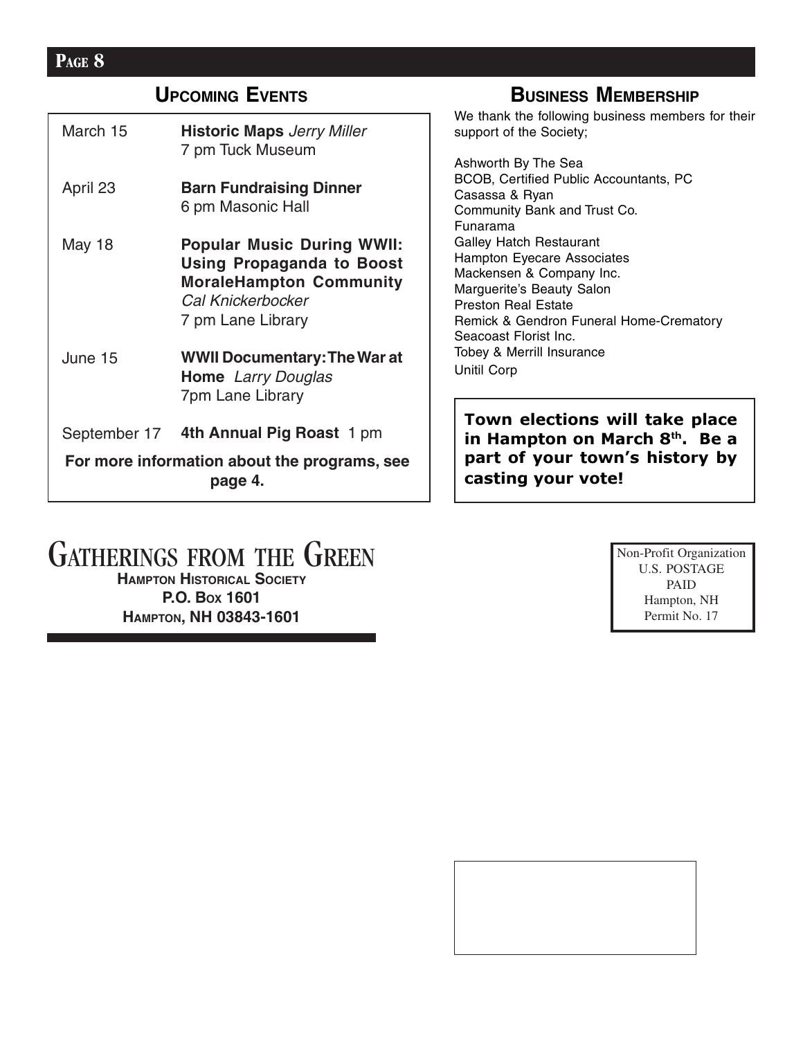## Upcoming Events

| | |
|---|---|
| March 15 | **Historic Maps** *Jerry Miller*<br>7 pm Tuck Museum |
| April 23 | **Barn Fundraising Dinner**<br>6 pm Masonic Hall |
| May 18 | **Popular Music During WWII: Using Propaganda to Boost MoraleHampton Community**<br>*Cal Knickerbocker*<br>7 pm Lane Library |
| June 15 | **WWII Documentary: The War at Home** *Larry Douglas*<br>7pm Lane Library |
| September 17 | **4th Annual Pig Roast** 1 pm |

**For more information about the programs, see page 4.**

## Business Membership

We thank the following business members for their support of the Society;

Ashworth By The Sea
BCOB, Certified Public Accountants, PC
Casassa & Ryan
Community Bank and Trust Co.
Funarama
Galley Hatch Restaurant
Hampton Eyecare Associates
Mackensen & Company Inc.
Marguerite's Beauty Salon
Preston Real Estate
Remick & Gendron Funeral Home-Crematory
Seacoast Florist Inc.
Tobey & Merrill Insurance
Unitil Corp

**Town elections will take place in Hampton on March 8th. Be a part of your town's history by casting your vote!**

# Gatherings from the Green

**Hampton Historical Society**
**P.O. Box 1601**
**Hampton, NH 03843-1601**

Non-Profit Organization
U.S. POSTAGE
PAID
Hampton, NH
Permit No. 17